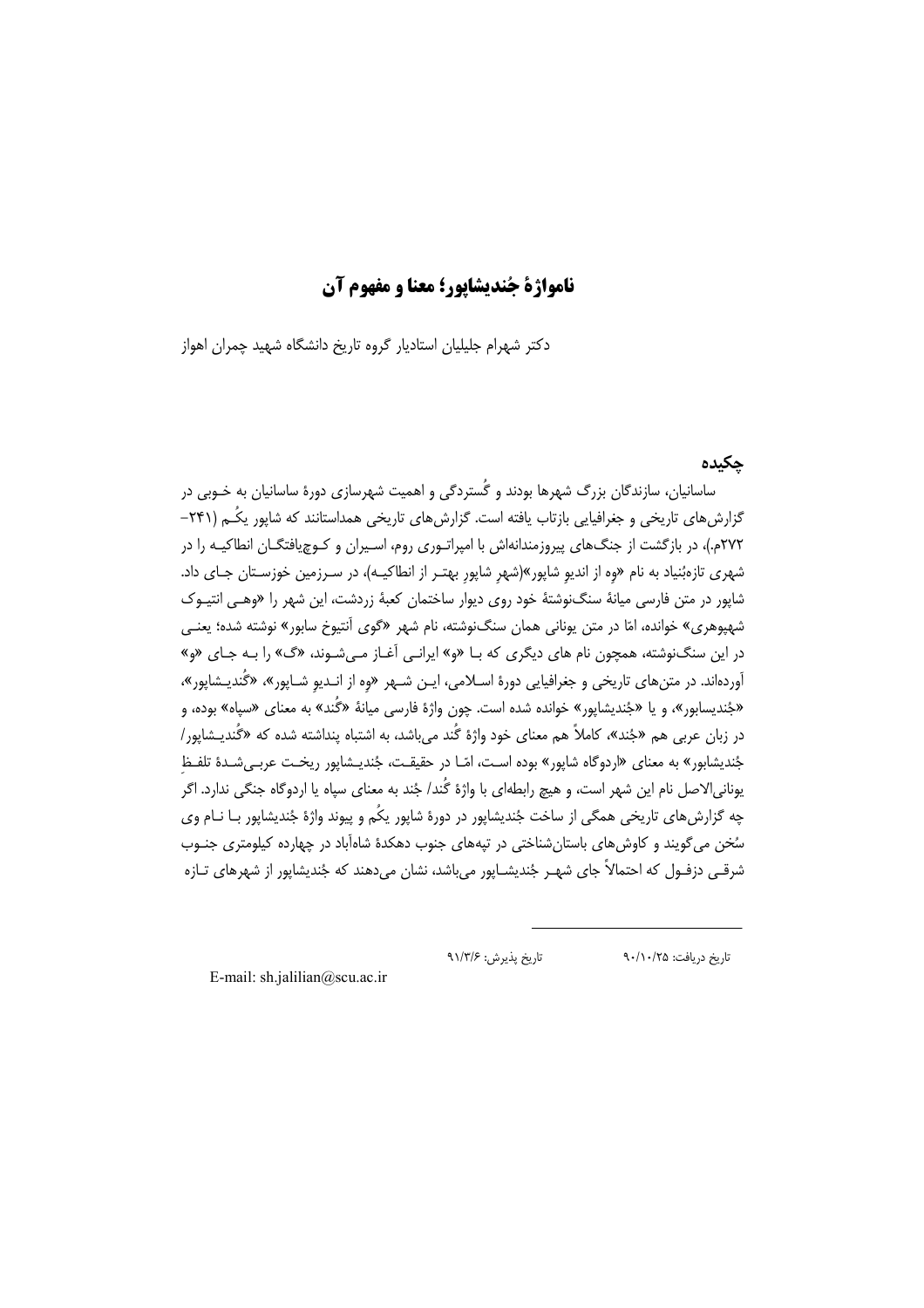# ناموازۀ جُندیشاپور؛ معنا و مفهوم آن

دکتر شهرام جلیلیان استادیار گروه تاریخ دانشگاه شهید چمران اهواز

## چکیده

ساسانیان، سازندگان بزرگ شهرها بودند و گُستردگی و اهمیت شهرسازی دورۀ ساسانیان به خـوبی در گزارش‌های تاریخی و جغرافیایی بازتاب یافته است. گزارش‌های تاریخی همداستانند که شاپور یکُم (۲۴۱–۲۷۲م.)، در بازگشت از جنگ‌های پیروزمندانه‌اش با امپراتـوری روم، اسـیران و کـوچ‌یافتگـان انطاکیـه را در شهری تازه‌بُنیاد به نام «وِه از اندیوِ شاپور»(شهرِ شاپورِ بهتـر از انطاکیـه)، در سـرزمین خوزسـتان جـای داد. شاپور در متن فارسی میانۀ سنگ‌نوشتۀ خود روی دیوار ساختمان کعبۀ زردشت، این شهر را «وهـی انتیـوک شهپوهری» خوانده، امّا در متن یونانی همان سنگ‌نوشته، نام شهر «گوی آنتیوخ سابور» نوشته شده؛ یعنـی در این سنگ‌نوشته، همچون نام های دیگری که بـا «و» ایرانـی آغـاز مـی‌شـوند، «گ» را بـه جـای «و» آورده‌اند. در متن‌های تاریخی و جغرافیایی دورۀ اسـلامی، ایـن شـهر «وِه از انـدیوِ شـاپور»، «گُندیـشاپور»، «جُندیسابور»، و یا «جُندیشاپور» خوانده شده است. چون واژۀ فارسی میانۀ «گُند» به معنای «سپاه» بوده، و در زبان عربی هم «جُند»، کاملاً هم معنای خود واژۀ گُند می‌باشد، به اشتباه پنداشته شده که «گُندیـشاپور/ جُندیشابور» به معنای «اردوگاه شاپور» بوده اسـت، امّـا در حقیقـت، جُندیـشاپور ریخـت عربـی‌شـدۀ تلفـظِ یونانی‌الاصل نام این شهر است، و هیچ رابطه‌ای با واژۀ گُند/ جُند به معنای سپاه یا اردوگاه جنگی ندارد. اگر چه گزارش‌های تاریخی همگی از ساخت جُندیشاپور در دورۀ شاپور یکُم و پیوند واژۀ جُندیشاپور بـا نـام وی سُخن می‌گویند و کاوش‌های باستان‌شناختی در تپه‌های جنوب دهکدۀ شاه‌آباد در چهارده کیلومتری جنـوب شرقـی دزفـول که احتمالاً جای شهـر جُندیشـاپور می‌باشد، نشان می‌دهند که جُندیشاپور از شهرهای تـازه

---

تاریخ دریافت: ۹۰/۱۰/۲۵ تاریخ پذیرش: ۹۱/۳/۶

E-mail: sh.jalilian@scu.ac.ir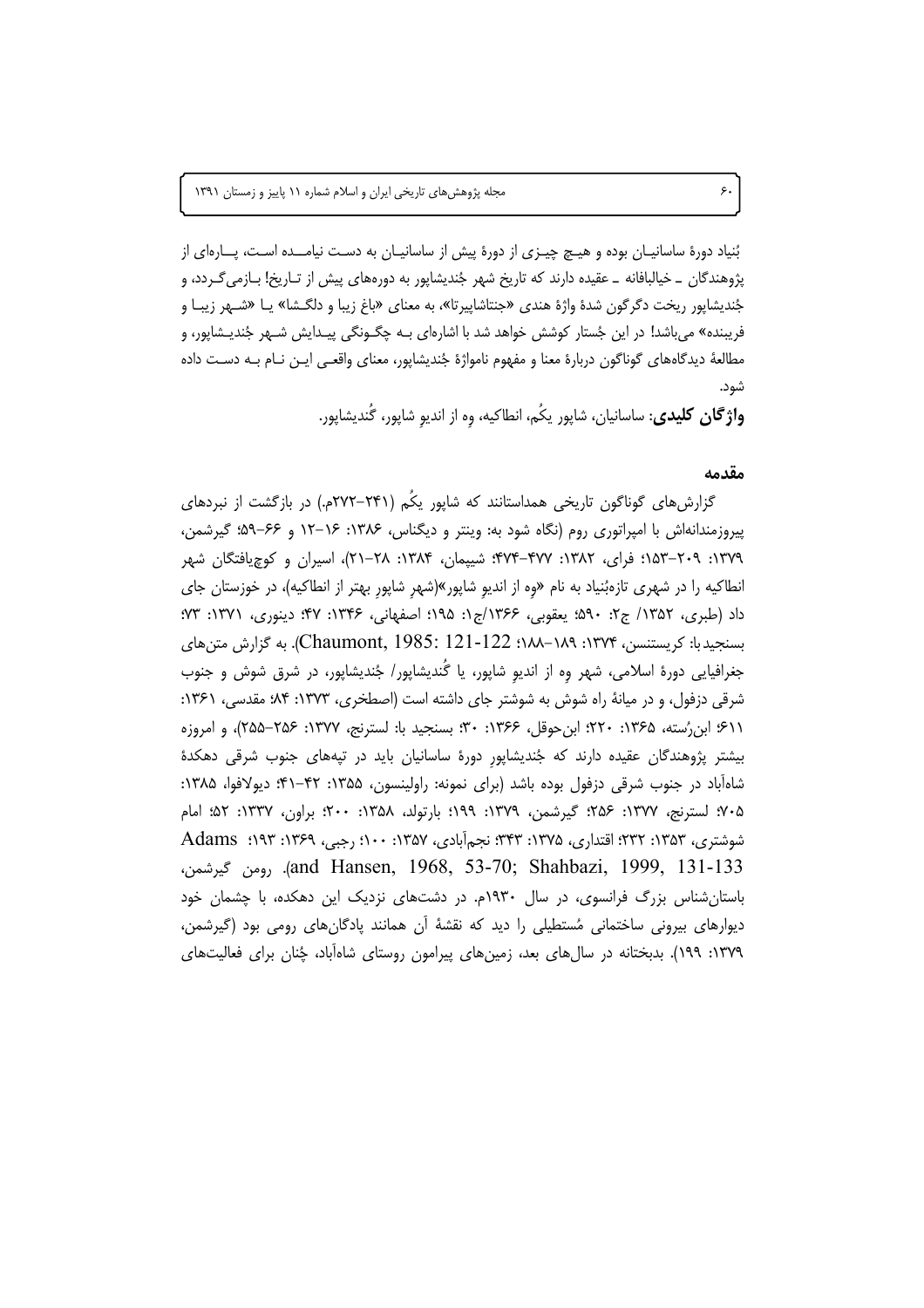بُنیاد دورهٔ ساسانیان بوده و هیچ چیزی از دورهٔ پیش از ساسانیان به دست نیامده است، پارهای از پژوهندگان ـ خیالبافانه ـ عقیده دارند که تاریخ شهر جُندیشاپور به دورههای پیش از تاریخ! بازمیگردد، و جُندیشاپور ریخت دگرگون شدهٔ واژهٔ هندی «جنتاشاپیرتا»، به معنای «باغ زیبا و دلگشا» یا «شهر زیبا و فریبنده» میباشد! در این جُستار کوشش خواهد شد با اشارهای به چگونگی پیدایش شهر جُندیشاپور، و مطالعهٔ دیدگاههای گوناگون دربارهٔ معنا و مفهوم ناموارهٔ جُندیشاپور، معنای واقعی این نام به دست داده شود.

**واژگان کلیدی**: ساسانیان، شاپور یکُم، انطاکیه، وِه از اندیوِ شاپور، گُندیشاپور.

## مقدمه

گزارشهای گوناگون تاریخی همداستانند که شاپور یکُم (۲۴۱–۲۷۲م.) در بازگشت از نبردهای پیروزمندانهاش با امپراتوری روم (نگاه شود به: وینتر و دیگناس، ۱۳۸۶: ۱۶–۱۲ و ۶۶–۵۹؛ گیرشمن، ۱۳۷۹: ۲۰۹–۱۵۳؛ فرای، ۱۳۸۲: ۴۷۷–۴۷۴؛ شیپمان، ۱۳۸۴: ۲۸–۲۱)، اسیران و کوچیافتگان شهر انطاکیه را در شهری تازهبُنیاد به نام «وِه از اندیوِ شاپور»(شهرِ شاپورِ بهتر از انطاکیه)، در خوزستان جای داد (طبری، ۱۳۵۲/ ج۲: ۵۹۰؛ یعقوبی، ۱۳۶۶/ج۱: ۱۹۵؛ اصفهانی، ۱۳۴۶: ۴۷؛ دینوری، ۱۳۷۱: ۷۳؛ بسنجید با: کریستنسن، ۱۳۷۴: ۱۸۹–۱۸۸؛ Chaumont, 1985: 121-122). به گزارش متنهای جغرافیایی دورهٔ اسلامی، شهر وِه از اندیوِ شاپور، یا گُندیشاپور/ جُندیشاپور، در شرق شوش و جنوب شرقی دزفول، و در میانهٔ راه شوش به شوشتر جای داشته است (اصطخری، ۱۳۷۳: ۸۴؛ مقدسی، ۱۳۶۱: ۶۱۱؛ ابنرُسته، ۱۳۶۵: ۲۲۰؛ ابنحوقل، ۱۳۶۶: ۳۰؛ بسنجید با: لسترنج، ۱۳۷۷: ۲۵۶–۲۵۵)، و امروزه بیشتر پژوهندگان عقیده دارند که جُندیشاپورِ دورهٔ ساسانیان باید در تپههای جنوب شرقی دهکدهٔ شاهآباد در جنوب شرقی دزفول بوده باشد (برای نمونه: راولینسون، ۱۳۵۵: ۴۲–۴۱؛ دیولافوا، ۱۳۸۵: ۷۰۵؛ لسترنج، ۱۳۷۷: ۲۵۶؛ گیرشمن، ۱۳۷۹: ۱۹۹؛ بارتولد، ۱۳۵۸: ۲۰۰؛ براون، ۱۳۳۷: ۵۲؛ امام شوشتری، ۱۳۵۳: ۲۳۲؛ اقتداری، ۱۳۷۵: ۳۴۳؛ نجمآبادی، ۱۳۵۷: ۱۰۰؛ رجبی، ۱۳۶۹: ۱۹۳؛ Adams and Hansen, 1968, 53-70; Shahbazi, 1999, 131-133). رومن گیرشمن، باستانشناس بزرگ فرانسوی، در سال ۱۹۳۰م. در دشتهای نزدیک این دهکده، با چشمان خود دیوارهای بیرونی ساختمانی مُستطیلی را دید که نقشهٔ آن همانند پادگانهای رومی بود (گیرشمن، ۱۳۷۹: ۱۹۹). بدبختانه در سالهای بعد، زمینهای پیرامون روستای شاهآباد، چُنان برای فعالیتهای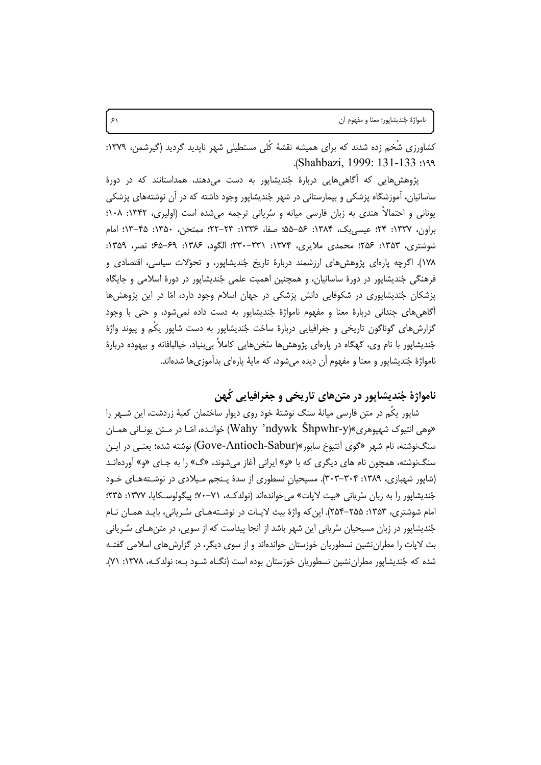کشاورزی شُخم زده شدند که برای همیشه نقشهٔ کُلی مستطیلیِ شهر ناپدید گردید (گیرشمن، ۱۳۷۹: ۱۹۹؛ Shahbazi, 1999: 131-133).

پژوهش‌هایی که آگاهی‌هایی دربارهٔ جُندیشاپور به دست می‌دهند، همداستانند که در دورهٔ ساسانیان، آموزشگاه پزشکی و بیمارستانی در شهر جُندیشاپور وجود داشته که در آن نوشته‌های پزشکی یونانی و احتمالاً هندی به زبان فارسی میانه و سُریانی ترجمه می‌شده است (اولیری، ۱۳۴۲: ۱۰۸؛ براون، ۱۳۳۷: ۲۴؛ عیسی‌بک، ۱۳۸۴: ۵۶-۵۵؛ صفا، ۱۳۳۶: ۲۳-۲۲؛ ممتحن، ۱۳۵۰: ۴۵-۱۳؛ امام شوشتری، ۱۳۵۳: ۲۵۶؛ محمدی ملایری، ۱۳۷۴: ۲۳۱-۲۳۰؛ الگود، ۱۳۸۶: ۶۹-۶۵؛ نصر، ۱۳۵۹: ۱۷۸). اگرچه پاره‌ای پژوهش‌های ارزشمند دربارهٔ تاریخ جُندیشاپور، و تحوّلات سیاسی، اقتصادی و فرهنگی جُندیشاپور در دورهٔ ساسانیان، و همچنین اهمیت علمی جُندیشاپور در دورهٔ اسلامی و جایگاه پزشکان جُندیشاپوری در شکوفایی دانش پزشکی در جهان اسلام وجود دارد، امّا در این پژوهش‌ها آگاهی‌های چندانی دربارهٔ معنا و مفهوم نامواژهٔ جُندیشاپور به دست داده نمی‌شود، و حتی با وجود گزارش‌های گوناگون تاریخی و جغرافیایی دربارهٔ ساخت جُندیشاپور به دست شاپور یکُم و پیوند واژهٔ جُندیشاپور با نام وی، گهگاه در پاره‌ای پژوهش‌ها سُخن‌هایی کاملاً بی‌بنیاد، خیالبافانه و بیهوده دربارهٔ نامواژهٔ جُندیشاپور و معنا و مفهوم آن دیده می‌شود، که مایهٔ پاره‌ای بدآموزی‌ها شده‌اند.

## نامواژهٔ جُندیشاپور در متن‌های تاریخی و جغرافیایی کُهن

شاپور یکُم در متن فارسی میانهٔ سنگ نوشتهٔ خود روی دیوار ساختمان کعبهٔ زردشت، این شهر را «وهی انتیوک شهپوهری»(Wahy ʼndywk Šhpwhr-y) خوانده، امّا در متن یونانی همان سنگ‌نوشته، نام شهر «گوی آنتیوخ سابور»(Gove-Antioch-Sabur) نوشته شده؛ یعنی در این سنگ‌نوشته، همچون نام های دیگری که با «و» ایرانی آغاز می‌شوند، «گ» را به جای «و» آورده‌اند (شاپور شهبازی، ۱۳۸۹: ۳۰۴-۳۰۳). مسیحیانِ نسطوری از سدهٔ پنجم میلادی در نوشته‌های خود جُندیشاپور را به زبان سُریانی «بیث لاپات» می‌خوانده‌اند (نولدکه، ۷۱-۷۰؛ پیگولوسکایا، ۱۳۷۷: ۲۳۵؛ امام شوشتری، ۱۳۵۳: ۲۵۵-۲۵۴). این‌که واژهٔ بیث لاپات در نوشته‌های سُریانی، باید همان نام جُندیشاپور در زبان مسیحیان سُریانی این شهر باشد از آنجا پیداست که از سویی، در متن‌های سُریانی بث لاپات را مطران‌نشین نسطوریان خوزستان خوانده‌اند و از سوی دیگر، در گزارش‌های اسلامی گفته شده که جُندیشاپور مطران‌نشین نسطوریان خوزستان بوده است (نگاه شود به: نولدکه، ۱۳۷۸: ۷۱).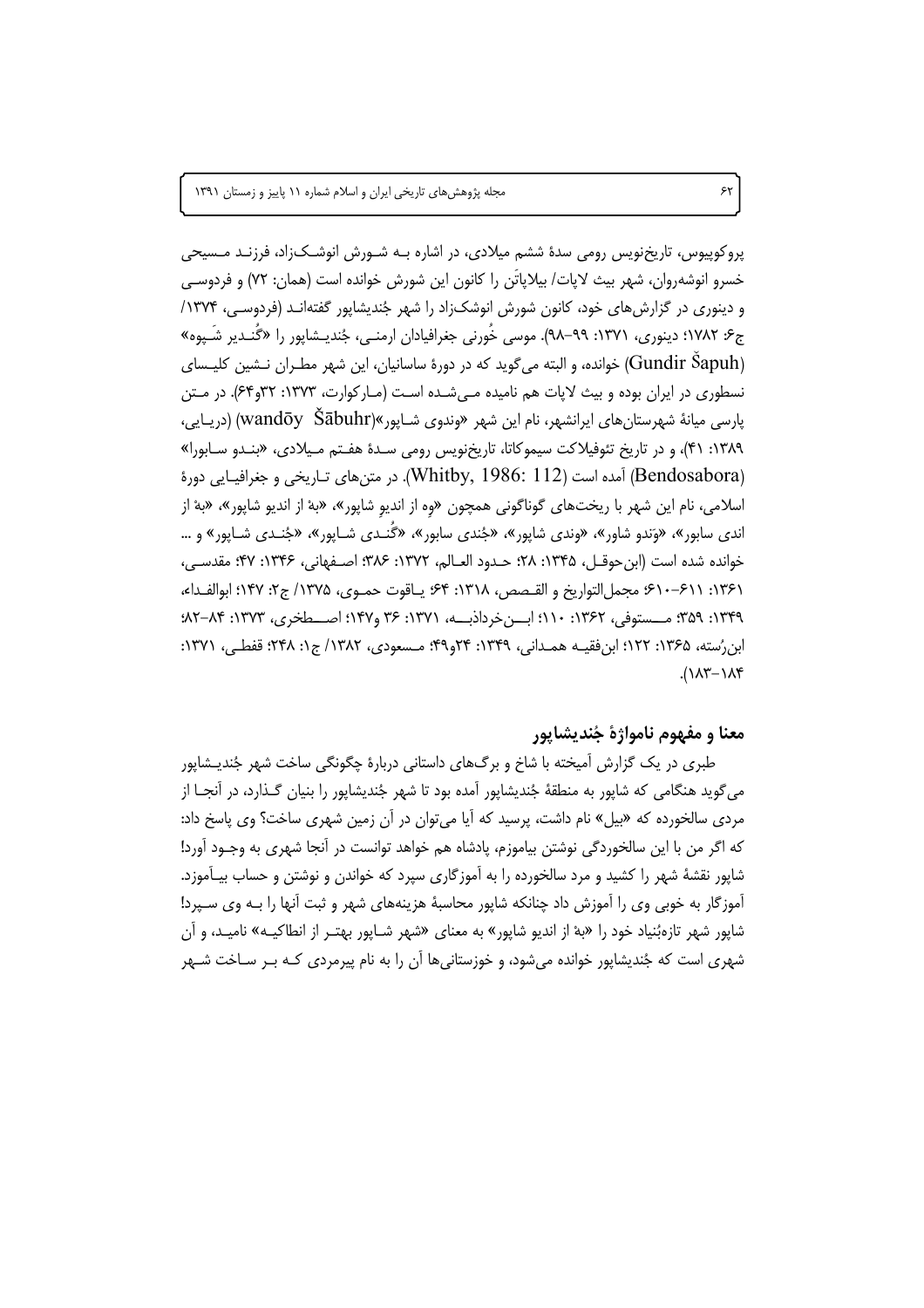پروکوپیوس، تاریخ‌نویس رومی سدهٔ ششم میلادی، در اشاره بـه شـورش انوشـک‌زاد، فرزنـد مـسیحی خسرو انوشه‌روان، شهر بیث لاپات/ بیلاپاتَن را کانون این شورش خوانده است (همان: ۷۲) و فردوسـی و دینوری در گزارش‌های خود، کانون شورش انوشک‌زاد را شهر جُندیشاپور گفته‌انـد (فردوسـی، ۱۳۷۴/ ج۶: ۱۷۸۲؛ دینوری، ۱۳۷۱: ۹۹–۹۸). موسی خُورنی جغرافیادان ارمنـی، جُندیـشاپور را «گُنـدیر شَـپوه» (Gundir Šapuh) خوانده، و البته می‌گوید که در دورهٔ ساسانیان، این شهر مطـران نـشین کلیـسای نسطوری در ایران بوده و بیث لاپات هم نامیده مـی‌شـده اسـت (مـارکوارت، ۱۳۷۳: ۳۲و۶۴). در مـتن پارسی میانهٔ شهرستان‌های ایرانشهر، نام این شهر «وندوی شـاپور»(wandōy Šābuhr) (دریـایی، ۱۳۸۹: ۴۱)، و در تاریخ تئوفیلاکت سیموکاتا، تاریخ‌نویس رومی سـدهٔ هفـتم مـیلادی، «بنـدو سـابورا» (Bendosabora) آمده است (Whitby, 1986: 112). در متن‌های تـاریخی و جغرافیـایی دورهٔ اسلامی، نام این شهر با ریخت‌های گوناگونی همچون «وِه از اندیو شاپور»، «بهٔ از اندیو شاپور»، «بهٔ از اندی سابور»، «وَندو شاور»، «وندی شاپور»، «جُندی سابور»، «گُنـدی شـاپور»، «جُنـدی شـاپور» و ... خوانده شده است (ابن‌حوقـل، ۱۳۴۵: ۲۸؛ حـدود العـالم، ۱۳۷۲: ۳۸۶؛ اصـفهانی، ۱۳۴۶: ۴۷؛ مقدسـی، ۱۳۶۱: ۶۱۱–۶۱۰؛ مجمل‌التواریخ و القـصص، ۱۳۱۸: ۶۴؛ یـاقوت حمـوی، ۱۳۷۵/ ج۲: ۱۴۷؛ ابوالفـداء، ۱۳۴۹: ۳۵۹؛ مـــستوفی، ۱۳۶۲: ۱۱۰؛ ابـــن‌خرداذبـــه، ۱۳۷۱: ۳۶ و۱۴۷؛ اصـــطخری، ۱۳۷۳: ۸۴–۸۲؛ ابن‌رُسته، ۱۳۶۵: ۱۲۲؛ ابن‌فقیـه همـدانی، ۱۳۴۹: ۲۴و۴۹؛ مـسعودی، ۱۳۸۲/ ج۱: ۲۴۸؛ قفطـی، ۱۳۷۱: ۱۸۳–۱۸۴).

## معنا و مفهوم نامواژهٔ جُندیشاپور

طبری در یک گزارش آمیخته با شاخ و برگ‌های داستانی دربارهٔ چگونگی ساخت شهر جُندیـشاپور می‌گوید هنگامی که شاپور به منطقهٔ جُندیشاپور آمده بود تا شهر جُندیشاپور را بنیان گـذارد، در آنجـا از مردی سالخورده که «بیل» نام داشت، پرسید که آیا می‌توان در آن زمین شهری ساخت؟ وی پاسخ داد: که اگر من با این سالخوردگی نوشتن بیاموزم، پادشاه هم خواهد توانست در آنجا شهری به وجـود آورد! شاپور نقشهٔ شهر را کشید و مرد سالخورده را به آموزگاری سپرد که خواندن و نوشتن و حساب بیـآموزد. آموزگار به خوبی وی را آموزش داد چنانکه شاپور محاسبهٔ هزینه‌های شهر و ثبت آنها را بـه وی سـپرد! شاپور شهر تازه‌بُنیاد خود را «بهٔ از اندیو شاپور» به معنای «شهر شـاپور بهتـر از انطاکیـه» نامیـد، و آن شهری است که جُندیشاپور خوانده می‌شود، و خوزستانی‌ها آن را به نام پیرمردی کـه بـر سـاخت شـهر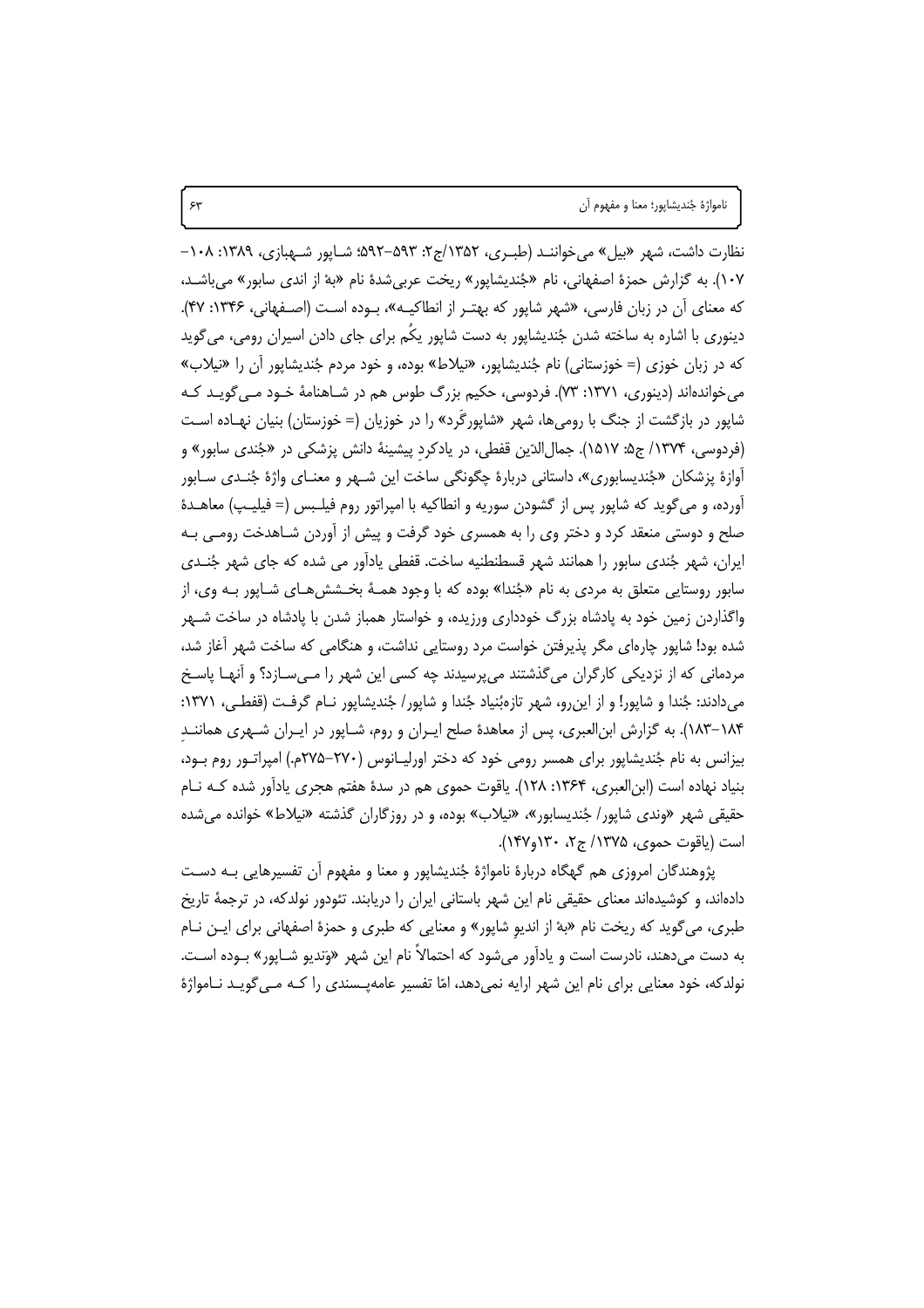نظارت داشت، شهر «بیل» می‌خواننـد (طبـری، ۱۳۵۲/ج۲: ۵۹۳–۵۹۲؛ شـاپور شـهبازی، ۱۳۸۹: ۱۰۸–۱۰۷). به گزارش حمزهٔ اصفهانی، نام «جُندیشاپور» ریخت عربی‌شدهٔ نام «بهٔ از اندی سابور» می‌باشـد، که معنای آن در زبان فارسی، «شهر شاپور که بهتـر از انطاکیـه»، بـوده اسـت (اصـفهانی، ۱۳۴۶: ۴۷). دینوری با اشاره به ساخته شدن جُندیشاپور به دست شاپور یکُم برای جای دادن اسیران رومی، می‌گوید که در زبان خوزی (= خوزستانی) نام جُندیشاپور، «نیلاط» بوده، و خود مردم جُندیشاپور آن را «نیلاب» می‌خوانده‌اند (دینوری، ۱۳۷۱: ۷۳). فردوسی، حکیم بزرگ طوس هم در شـاهنامهٔ خـود مـی‌گویـد کـه شاپور در بازگشت از جنگ با رومی‌ها، شهر «شاپورگَرد» را در خوزیان (= خوزستان) بنیان نهـاده اسـت (فردوسی، ۱۳۷۴/ ج۵: ۱۵۱۷). جمال‌الدّین قفطی، در یادکردِ پیشینهٔ دانش پزشکی در «جُندی سابور» و آوازهٔ پزشکان «جُندیسابوری»، داستانی دربارهٔ چگونگی ساخت این شـهر و معنـای واژهٔ جُنـدی سـابور آورده، و می‌گوید که شاپور پس از گشودن سوریه و انطاکیه با امپراتور روم فیلـبس (= فیلیـپ) معاهـدهٔ صلح و دوستی منعقد کرد و دختر وی را به همسری خود گرفت و پیش از آوردن شـاهدخت رومـی بـه ایران، شهر جُندی سابور را همانند شهر قسطنطنیه ساخت. قفطی یادآور می شده که جای شهر جُنـدی سابور روستایی متعلق به مردی به نام «جُندا» بوده که با وجود همـهٔ بخـشش‌هـای شـاپور بـه وی، از واگذاردن زمین خود به پادشاه بزرگ خودداری ورزیده، و خواستار همباز شدن با پادشاه در ساخت شـهر شده بود! شاپور چاره‌ای مگر پذیرفتن خواست مرد روستایی نداشت، و هنگامی که ساخت شهر آغاز شد، مردمانی که از نزدیکی کارگران می‌گذشتند می‌پرسیدند چه کسی این شهر را مـی‌سـازد؟ و آنهـا پاسـخ می‌دادند: جُندا و شاپور! و از این‌رو، شهر تازه‌بُنیاد جُندا و شاپور/ جُندیشاپور نـام گرفـت (قفطـی، ۱۳۷۱: ۱۸۴–۱۸۳). به گزارش ابن‌العبری، پس از معاهدهٔ صلح ایـران و روم، شـاپور در ایـران شـهری هماننـدِ بیزانس به نام جُندیشاپور برای همسر رومی خود که دختر اورلیـانوس (۲۷۰–۲۷۵م.) امپراتـور روم بـود، بنیاد نهاده است (ابن‌العبری، ۱۳۶۴: ۱۲۸). یاقوت حموی هم در سدهٔ هفتم هجری یادآور شده کـه نـام حقیقی شهر «وندی شاپور/ جُندیسابور»، «نیلاب» بوده، و در روزگاران گذشته «نیلاط» خوانده می‌شده است (یاقوت حموی، ۱۳۷۵/ ج۲، ۱۳۰و۱۴۷).

پژوهندگان امروزی هم گهگاه دربارهٔ ناموازهٔ جُندیشاپور و معنا و مفهوم آن تفسیرهایی بـه دسـت داده‌اند، و کوشیده‌اند معنای حقیقی نام این شهر باستانی ایران را دریابند. تئودور نولدکه، در ترجمهٔ تاریخ طبری، می‌گوید که ریخت نام «بهٔ از اندیو شاپور» و معنایی که طبری و حمزهٔ اصفهانی برای ایـن نـام به دست می‌دهند، نادرست است و یادآور می‌شود که احتمالاً نام این شهر «وَندیو شـاپور» بـوده اسـت. نولدکه، خود معنایی برای نام این شهر ارایه نمی‌دهد، امّا تفسیر عامه‌پـسندی را کـه مـی‌گویـد نـاموازهٔ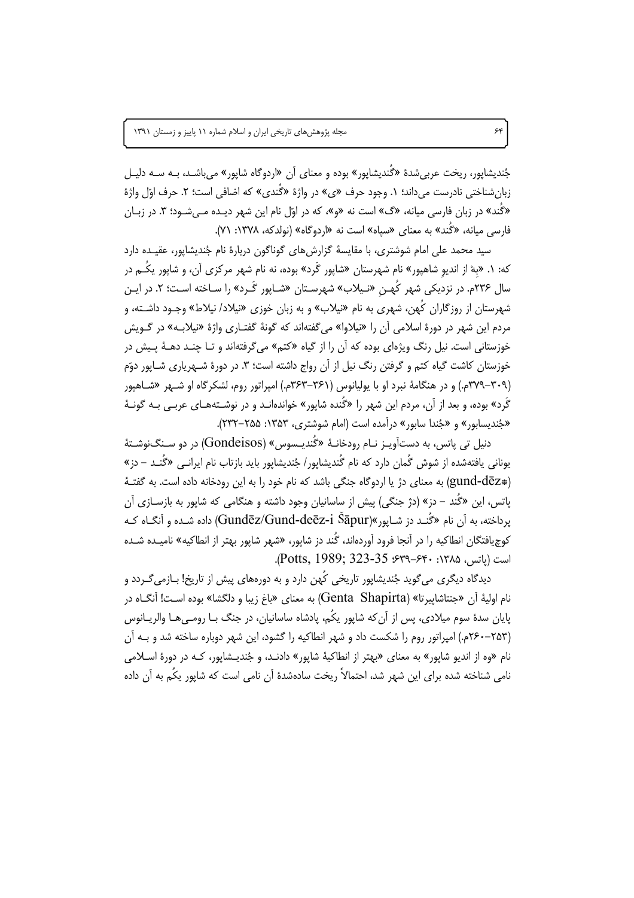جُندیشاپور، ریخت عربی‌شدهٔ «گُندیشاپور» بوده و معنای آن «اردوگاه شاپور» می‌باشد، بـه سـه دلیـل زبان‌شناختی نادرست می‌داند؛ ۱. وجود حرف «ی» در واژهٔ «گُندی» که اضافی است؛ ۲. حرف اوّل واژهٔ «گُند» در زبان فارسی میانه، «گ» است نه «و»، که در اوّل نام این شهر دیـده مـی‌شـود؛ ۳. در زبـان فارسی میانه، «گُند» به معنای «سپاه» است نه «اردوگاه» (نولدکه، ۱۳۷۸: ۷۱).

سید محمد علی امام شوشتری، با مقایسهٔ گزارش‌های گوناگون دربارهٔ نام جُندیشاپور، عقیـده دارد که: ۱. «بهٔ از اندیوِ شاهپور» نام شهرستان «شاپور گَرد» بوده، نه نام شهر مرکزی آن، و شاپور یکُـم در سال ۲۳۶م. در نزدیکی شهر کُهـنِ «نـیلاب» شهرسـتان «شـاپور گَـرد» را سـاخته اسـت؛ ۲. در ایـن شهرستان از روزگاران کُهن، شهری به نام «نیلاب» و به زبان خوزی «نیلاد/ نیلاط» وجـود داشـته، و مردم این شهر در دورهٔ اسلامی آن را «نیلاوا» می‌گفته‌اند که گونهٔ گفتـاری واژهٔ «نیلابـه» در گـویش خوزستانی است. نیل رنگ ویژه‌ای بوده که آن را از گیاه «کتم» می‌گرفته‌اند و تـا چنـد دهـهٔ پـیش در خوزستان کاشت گیاه کتم و گرفتن رنگ نیل از آن رواج داشته است؛ ۳. در دورهٔ شـهریاری شـاپور دوّم (۳۰۹–۳۷۹م.) و در هنگامهٔ نبرد او با یولیانوس (۳۶۱–۳۶۳م.) امپراتور روم، لشکرگاه او شـهر «شـاهپور گَرد» بوده، و بعد از آن، مردم این شهر را «گُنده شاپور» خوانده‌انـد و در نوشـته‌هـای عربـی بـه گونـهٔ «جُندیسابور» و «جُندا سابور» درآمده است (امام شوشتری، ۱۳۵۳: ۲۵۵–۲۳۲).

دنیل تی پاتس، به دست‌آویـز نـام رودخانـهٔ «گُندیـسوس» (Gondeisos) در دو سـنگ‌نوشـتهٔ یونانی یافته‌شده از شوش گُمان دارد که نام گُندیشاپور/ جُندیشاپور باید بازتاب نام ایرانـی «گُنـد – دز» (*gund-dēz) به معنای دژ یا اردوگاه جنگی باشد که نام خود را به این رودخانه داده است. به گفتـهٔ پاتس، این «گُند – دز» (دژ جنگی) پیش از ساسانیان وجود داشته و هنگامی که شاپور به بازسـازی آن پرداخته، به آن نام «گُنـد دز شـاپور»(Gundēz/Gund-deēz-i Šāpur) داده شـده و آنگـاه کـه کوچ‌یافتگان انطاکیه را در آنجا فرود آورده‌اند، گُند دز شاپور، «شهر شاپور بهتر از انطاکیه» نامیـده شـده است (پاتس، ۱۳۸۵: ۶۴۰–۶۳۹؛ Potts, 1989; 323-35).

دیدگاه دیگری می‌گوید جُندیشاپور تاریخی کُهن دارد و به دوره‌های پیش از تاریخ! بـازمی‌گـردد و نام اولیهٔ آن «جنتاشاپیرتا» (Genta Shapirta) به معنای «باغ زیبا و دلگشا» بوده اسـت! آنگـاه در پایان سدهٔ سوم میلادی، پس از آن‌که شاپور یکُم، پادشاه ساسانیان، در جنگ بـا رومـی‌هـا والریـانوس (۲۵۳–۲۶۰م.) امپراتور روم را شکست داد و شهر انطاکیه را گشود، این شهر دوباره ساخته شد و بـه آن نام «وه از اندیو شاپور» به معنای «بهتر از انطاکیهٔ شاپور» دادنـد، و جُندیـشاپور، کـه در دورهٔ اسـلامی نامی شناخته شده برای این شهر شد، احتمالاً ریخت ساده‌شدهٔ آن نامی است که شاپور یکُم به آن داده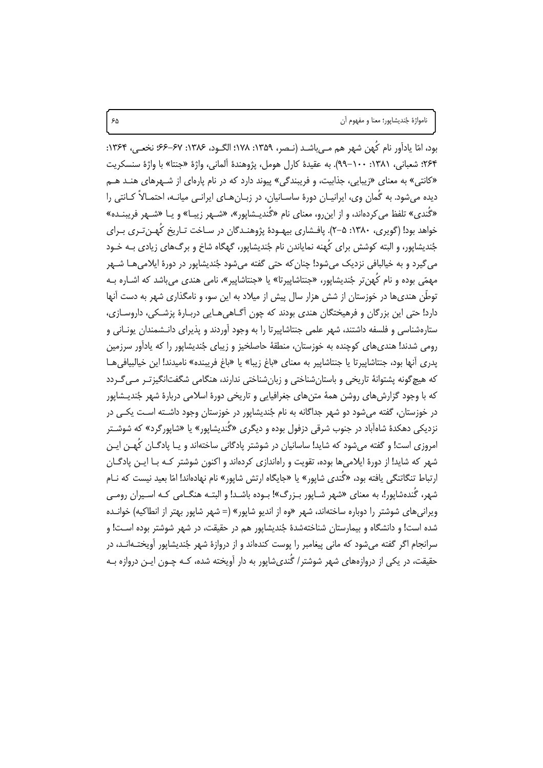بود، امّا یادآور نام کُهن شهر هم می‌باشد (نصر، ۱۳۵۹: ۱۷۸؛ الگود، ۱۳۸۶: ۶۷–۶۶؛ نخعی، ۱۳۶۴: ۲۶۴؛ شعبانی، ۱۳۸۱: ۱۰۰–۹۹). به عقیدهٔ کارل هومل، پژوهندهٔ آلمانی، واژهٔ «جنتا» با واژهٔ سنسکریت «کانتی» به معنای «زیبایی، جذابیت، و فریبندگی» پیوند دارد که در نام پاره‌ای از شهرهای هند هم دیده می‌شود. به گُمان وی، ایرانیان دورهٔ ساسانیان، در زبان‌های ایرانی میانه، احتمالاً کانتی را «گُندی» تلفظ می‌کرده‌اند، و از این‌رو، معنای نام «گُندیشاپور»، «شهر زیبا» و یا «شهر فریبنده» خواهد بود! (گویری، ۱۳۸۰: ۵–۲). پافشاری بیهودهٔ پژوهندگان در ساخت تاریخ کُهن‌تری برای جُندیشاپور، و البته کوشش برای کُهنه نمایاندن نام جُندیشاپور، گهگاه شاخ و برگ‌های زیادی به خود می‌گیرد و به خیالبافی نزدیک می‌شود! چنان‌که حتی گفته می‌شود جُندیشاپور در دورهٔ ایلامی‌ها شهر مهمّی بوده و نام کُهن‌تر جُندیشاپور، «جنتاشاپیرتا» یا «جنتاشاپیر»، نامی هندی می‌باشد که اشاره به توطّن هندی‌ها در خوزستان از شش هزار سال پیش از میلاد به این سو، و نامگذاری شهر به دست آنها دارد! حتی این بزرگان و فرهیختگان هندی بودند که چون آگاهی‌هایی دربارهٔ پزشکی، داروسازی، ستاره‌شناسی و فلسفه داشتند، شهر علمی جنتاشاپیرتا را به وجود آوردند و پذیرای دانشمندان یونانی و رومی شدند! هندی‌های کوچنده به خوزستان، منطقهٔ حاصلخیز و زیبای جُندیشاپور را که یادآور سرزمین پدری آنها بود، جنتاشاپیرتا یا جنتاشاپیر به معنای «باغ زیبا» یا «باغ فریبنده» نامیدند! این خیالبافی‌ها که هیچ‌گونه پشتوانهٔ تاریخی و باستان‌شناختی و زبان‌شناختی ندارند، هنگامی شگفت‌انگیزتر می‌گردد که با وجود گزارش‌های روشن همهٔ متن‌های جغرافیایی و تاریخی دورهٔ اسلامی دربارهٔ شهر جُندیشاپور در خوزستان، گفته می‌شود دو شهر جداگانه به نام جُندیشاپور در خوزستان وجود داشته است یکی در نزدیکی دهکدهٔ شاه‌آباد در جنوب شرقی دزفول بوده و دیگری «گُندیشاپور» یا «شاپورگرد» که شوشتر امروزی است! و گفته می‌شود که شاید! ساسانیان در شوشتر پادگانی ساخته‌اند و یا پادگان کُهن این شهر که شاید! از دورهٔ ایلامی‌ها بوده، تقویت و راه‌اندازی کرده‌اند و اکنون شوشتر که با این پادگان ارتباط تنگاتنگی یافته بود، «گُندی شاپور» یا «جایگاه ارتش شاپور» نام نهاده‌اند! امّا بعید نیست که نام شهر، گُنده‌شاپور!، به معنای «شهر شاپور بزرگ»! بوده باشد! و البته هنگامی که اسیران رومی ویرانی‌های شوشتر را دوباره ساخته‌اند، شهر «وه از اندیو شاپور» (= شهر شاپور بهتر از انطاکیه) خوانده شده است! و دانشگاه و بیمارستان شناخته‌شدهٔ جُندیشاپور هم در حقیقت، در شهر شوشتر بوده است! و سرانجام اگر گفته می‌شود که مانی پیغامبر را پوست کنده‌اند و از دروازهٔ شهر جُندیشاپور آویخته‌اند، در حقیقت، در یکی از دروازه‌های شهر شوشتر/ گُندی‌شاپور به دار آویخته شده، که چون این دروازه به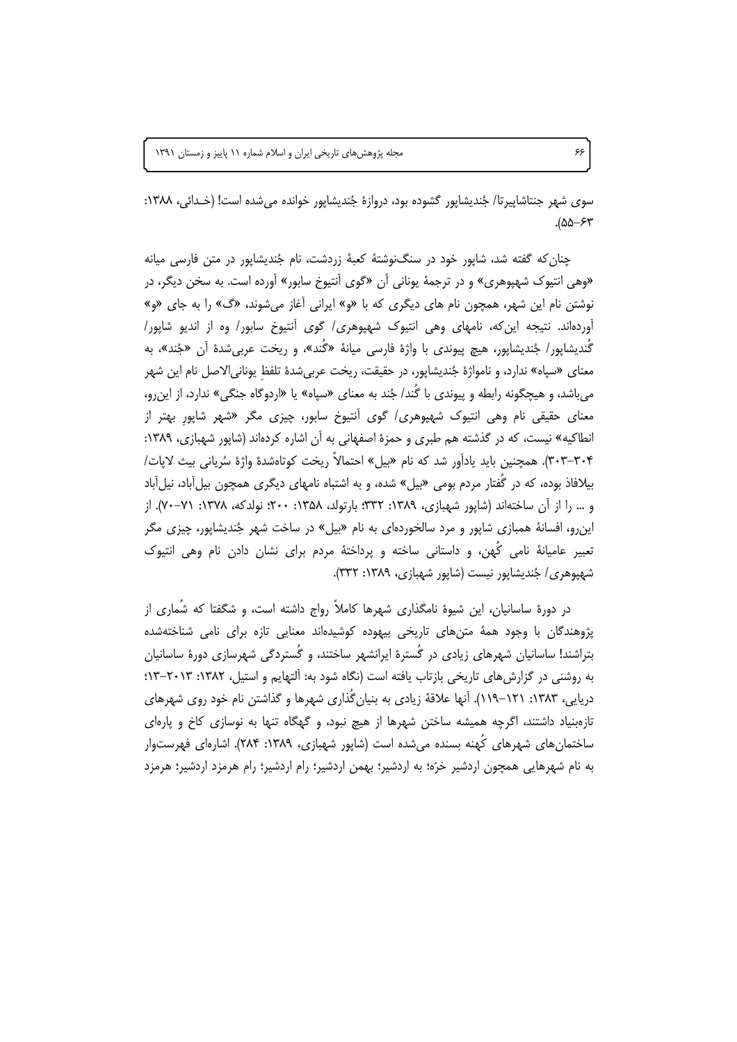سوی شهر جنتاشاپیرتا/ جُندیشاپور گشوده بود، دروازهٔ جُندیشاپور خوانده می‌شده است! (خـدائی، ۱۳۸۸: ۶۳-۵۵).

چنان‌که گفته شد، شاپور خود در سنگ‌نوشتهٔ کعبهٔ زردشت، نام جُندیشاپور در متن فارسی میانه «وهی انتیوک شهپوهری» و در ترجمهٔ یونانی آن «گوی آنتیوخ سابور» آورده است. به سخن دیگر، در نوشتن نام این شهر، همچون نام های دیگری که با «و» ایرانی آغاز می‌شوند، «گ» را به جای «و» آورده‌اند. نتیجه این‌که، نامهای وهی انتیوک شهپوهری/ گوی آنتیوخ سابور/ وه از اندیو شاپور/ گُندیشاپور/ جُندیشاپور، هیچ پیوندی با واژهٔ فارسی میانهٔ «گُند»، و ریخت عربی‌شدهٔ آن «جُند»، به معنای «سپاه» ندارد، و نامواژهٔ جُندیشاپور، در حقیقت، ریخت عربی‌شدهٔ تلفظِ یونانی‌الاصل نام این شهر می‌باشد، و هیچگونه رابطه و پیوندی با گُند/ جُند به معنای «سپاه» یا «اردوگاه جنگی» ندارد، از این‌رو، معنای حقیقی نام وهی انتیوک شهپوهری/ گوی آنتیوخ سابور، چیزی مگر «شهر شاپورِ بهتر از انطاکیه» نیست، که در گذشته هم طبری و حمزهٔ اصفهانی به آن اشاره کرده‌اند (شاپور شهبازی، ۱۳۸۹: ۳۰۴-۳۰۳). همچنین باید یادآور شد که نام «بیل» احتمالاً ریخت کوتاه‌شدهٔ واژهٔ سُریانی بیث لاپات/ بیلافاذ بوده، که در گُفتار مردم بومی «بیل» شده، و به اشتباه نامهای دیگری همچون بیل‌آباد، نیل‌آباد و ... را از آن ساخته‌اند (شاپور شهبازی، ۱۳۸۹: ۳۳۲؛ بارتولد، ۱۳۵۸: ۲۰۰؛ نولدکه، ۱۳۷۸: ۷۱-۷۰). از این‌رو، افسانهٔ همبازی شاپور و مرد سالخورده‌ای به نام «بیل» در ساخت شهر جُندیشاپور، چیزی مگر تعبیر عامیانهٔ نامی کُهن، و داستانی ساخته و پرداختهٔ مردم برای نشان دادن نام وهی انتیوک شهپوهری/ جُندیشاپور نیست (شاپور شهبازی، ۱۳۸۹: ۳۳۲).

در دورهٔ ساسانیان، این شیوهٔ نامگذاری شهرها کاملاً رواج داشته است، و شگفتا که شُماری از پژوهندگان با وجود همهٔ متن‌های تاریخی بیهوده کوشیده‌اند معنایی تازه برای نامی شناخته‌شده بتراشند! ساسانیان شهرهای زیادی در گُسترهٔ ایرانشهر ساختند، و گُستردگی شهرسازی دورهٔ ساسانیان به روشنی در گزارش‌های تاریخی بازتاب یافته است (نگاه شود به: آلتهایم و استیل، ۱۳۸۲: ۲۰۱۳-۱۳؛ دریایی، ۱۳۸۳: ۱۲۱-۱۱۹). آنها علاقهٔ زیادی به بنیان‌گُذاری شهرها و گذاشتن نام خود روی شهرهای تازه‌بنیاد داشتند، اگرچه همیشه ساختن شهرها از هیچ نبود، و گهگاه تنها به نوسازی کاخ و پاره‌ای ساختمان‌های شهرهای کُهنه بسنده می‌شده است (شاپور شهبازی، ۱۳۸۹: ۲۸۴). اشاره‌ای فهرست‌وار به نام شهرهایی همچون اردشیر خرّه؛ به اردشیر؛ بهمن اردشیر؛ رام اردشیر؛ رام هرمزد اردشیر؛ هرمزد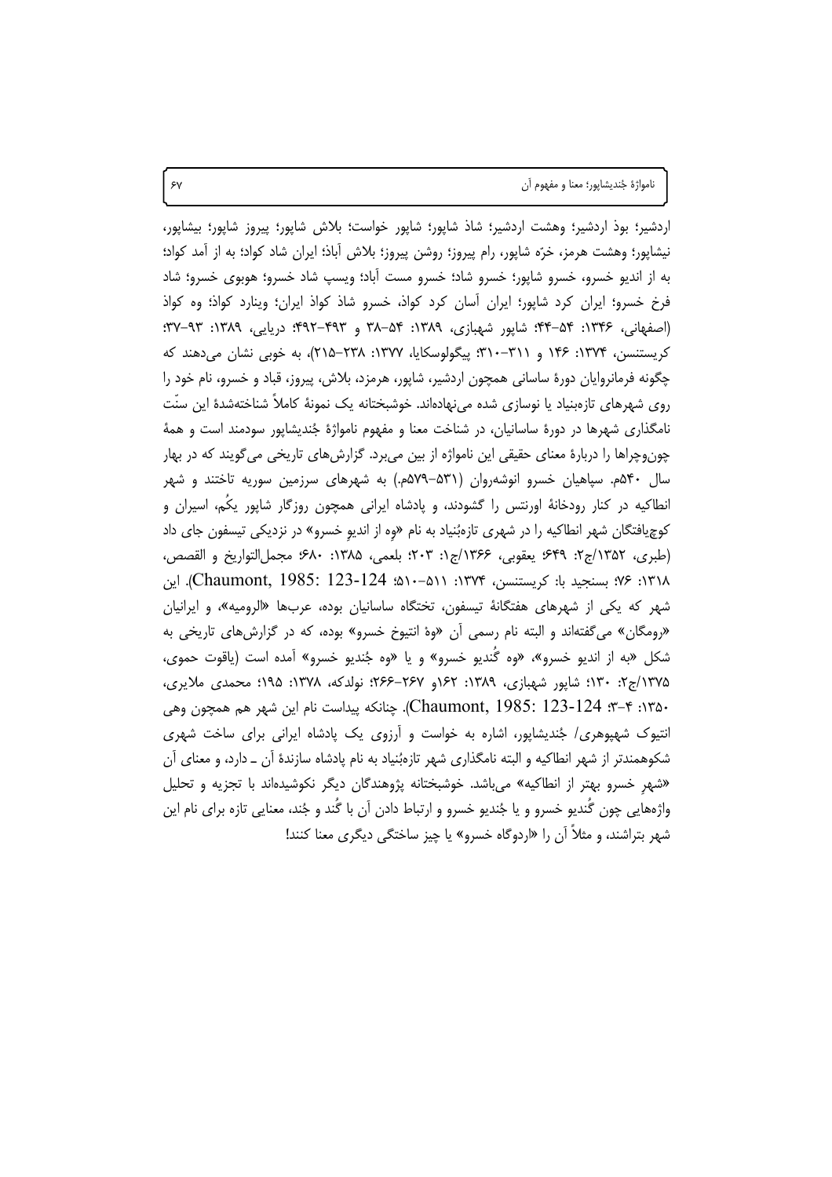اردشیر؛ بوذ اردشیر؛ وهشت اردشیر؛ شاذ شاپور؛ شاپور خواست؛ بلاش شاپور؛ پیروز شاپور؛ بیشاپور، نیشاپور؛ وهشت هرمز، خرّه شاپور، رام پیروز؛ روشن پیروز؛ بلاش آباذ؛ ایران شاد کواذ؛ به از آمد کواذ؛ به از اندیو خسرو، خسرو شاپور؛ خسرو شاذ؛ خسرو مست آباد؛ ویسپ شاد خسرو؛ هوبوی خسرو؛ شاد فرخ خسرو؛ ایران کرد شاپور؛ ایران آسان کرد کواذ، خسرو شاذ کواذ ایران؛ وینارد کواذ؛ وه کواذ (اصفهانی، ۱۳۴۶: ۵۴–۴۴؛ شاپور شهبازی، ۱۳۸۹: ۵۴–۳۸ و ۴۹۳–۴۹۲؛ دریایی، ۱۳۸۹: ۹۳–۳۷؛ کریستنسن، ۱۳۷۴: ۱۴۶ و ۳۱۱–۳۱۰؛ پیگولوسکایا، ۱۳۷۷: ۲۳۸–۲۱۵)، به خوبی نشان می‌دهند که چگونه فرمانروایان دورهٔ ساسانی همچون اردشیر، شاپور، هرمزد، بلاش، پیروز، قباد و خسرو، نام خود را روی شهرهای تازه‌بنیاد یا نوسازی شده می‌نهاده‌اند. خوشبختانه یک نمونهٔ کاملاً شناخته‌شدهٔ این سنّت نامگذاری شهرها در دورهٔ ساسانیان، در شناخت معنا و مفهوم ناموازهٔ جُندیشاپور سودمند است و همهٔ چون‌وچراها را دربارهٔ معنای حقیقی این ناموازه از بین می‌برد. گزارش‌های تاریخی می‌گویند که در بهار سال ۵۴۰م. سپاهیان خسرو انوشه‌روان (۵۳۱–۵۷۹م.) به شهرهای سرزمین سوریه تاختند و شهر انطاکیه در کنار رودخانهٔ اورنتس را گشودند، و پادشاه ایرانی همچون روزگار شاپور یکُم، اسیران و کوچ‌یافتگان شهر انطاکیه را در شهری تازه‌بُنیاد به نام «وِه از اندیوِ خسرو» در نزدیکی تیسفون جای داد (طبری، ۱۳۵۲/ج۲: ۶۴۹؛ یعقوبی، ۱۳۶۶/ج۱: ۲۰۳؛ بلعمی، ۱۳۸۵: ۶۸۰؛ مجمل‌التواریخ و القصص، ۱۳۱۸: ۷۶؛ بسنجید با: کریستنسن، ۱۳۷۴: ۵۱۱–۵۱۰؛ Chaumont, 1985: 123-124). این شهر که یکی از شهرهای هفتگانهٔ تیسفون، تختگاه ساسانیان بوده، عرب‌ها «الرومیه»، و ایرانیان «رومگان» می‌گفته‌اند و البته نام رسمی آن «وهٔ انتیوخ خسرو» بوده، که در گزارش‌های تاریخی به شکل «به از اندیو خسرو»، «وه گُندیو خسرو» و یا «وه جُندیو خسرو» آمده است (یاقوت حموی، ۱۳۷۵/ج۲: ۱۳۰؛ شاپور شهبازی، ۱۳۸۹: ۱۶۲و ۲۶۷–۲۶۶؛ نولدکه، ۱۳۷۸: ۱۹۵؛ محمدی ملایری، ۱۳۵۰: ۴–۳؛ Chaumont, 1985: 123-124). چنانکه پیداست نام این شهر هم همچون وهی انتیوک شهپوهری/ جُندیشاپور، اشاره به خواست و آرزوی یک پادشاه ایرانی برای ساخت شهری شکوهمندتر از شهر انطاکیه و البته نامگذاری شهر تازه‌بُنیاد به نام پادشاه سازندهٔ آن ـ دارد، و معنای آن «شهرِ خسرو بهتر از انطاکیه» می‌باشد. خوشبختانه پژوهندگان دیگر نکوشیده‌اند با تجزیه و تحلیل واژه‌هایی چون گُندیو خسرو و یا جُندیو خسرو و ارتباط دادن آن با گُند و جُند، معنایی تازه برای نام این شهر بتراشند، و مثلاً آن را «اردوگاه خسرو» یا چیز ساختگی دیگری معنا کنند!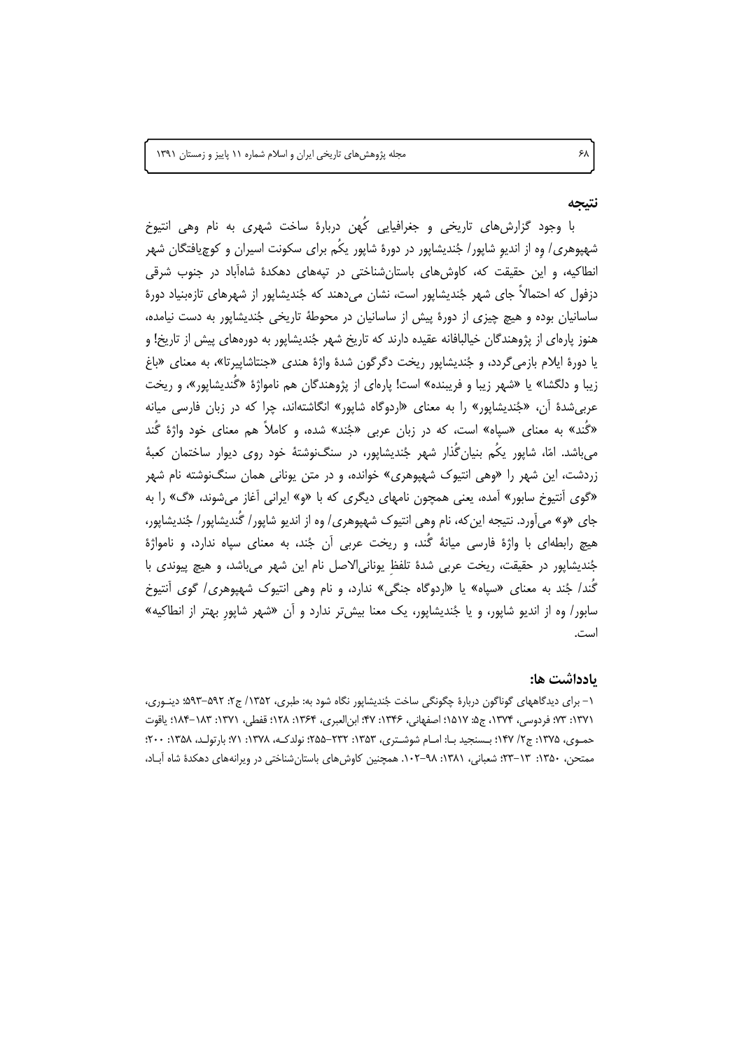## نتیجه

با وجود گزارش‌های تاریخی و جغرافیایی کُهن دربارهٔ ساخت شهری به نام وهی انتیوخ شهپوهری/ وِه از اندیوِ شاپور/ جُندیشاپور در دورهٔ شاپور یکُم برای سکونت اسیران و کوچ‌یافتگان شهر انطاکیه، و این حقیقت که، کاوش‌های باستان‌شناختی در تپه‌های دهکدهٔ شاه‌آباد در جنوب شرقی دزفول که احتمالاً جای شهر جُندیشاپور است، نشان می‌دهند که جُندیشاپور از شهرهای تازه‌بنیاد دورهٔ ساسانیان بوده و هیچ چیزی از دورهٔ پیش از ساسانیان در محوطهٔ تاریخی جُندیشاپور به دست نیامده، هنوز پاره‌ای از پژوهندگان خیالبافانه عقیده دارند که تاریخ شهر جُندیشاپور به دوره‌های پیش از تاریخ! و یا دورهٔ ایلام بازمی‌گردد، و جُندیشاپور ریخت دگرگون شدهٔ واژهٔ هندی «جنتاشاپیرتا»، به معنای «باغ زیبا و دلگشا» یا «شهر زیبا و فریبنده» است! پاره‌ای از پژوهندگان هم نامواژهٔ «گُندیشاپور»، و ریخت عربی‌شدهٔ آن، «جُندیشاپور» را به معنای «اردوگاه شاپور» انگاشته‌اند، چرا که در زبان فارسی میانه «گُند» به معنای «سپاه» است، که در زبان عربی «جُند» شده، و کاملاً هم معنای خود واژهٔ گُند می‌باشد. امّا، شاپور یکُم بنیان‌گُذار شهر جُندیشاپور، در سنگ‌نوشتهٔ خود روی دیوار ساختمان کعبهٔ زردشت، این شهر را «وهی انتیوک شهپوهری» خوانده، و در متن یونانی همان سنگ‌نوشته نام شهر «گوی آنتیوخ سابور» آمده، یعنی همچون نامهای دیگری که با «و» ایرانی آغاز می‌شوند، «گ» را به جای «و» می‌آورد. نتیجه این‌که، نام وهی انتیوک شهپوهری/ وه از اندیو شاپور/ گُندیشاپور/ جُندیشاپور، هیچ رابطه‌ای با واژهٔ فارسی میانهٔ گُند، و ریخت عربی آن جُند، به معنای سپاه ندارد، و نامواژهٔ جُندیشاپور در حقیقت، ریخت عربی شدهٔ تلفظِ یونانی‌الاصل نام این شهر می‌باشد، و هیچ پیوندی با گُند/ جُند به معنای «سپاه» یا «اردوگاه جنگی» ندارد، و نام وهی انتیوک شهپوهری/ گوی آنتیوخ سابور/ وه از اندیو شاپور، و یا جُندیشاپور، یک معنا بیش‌تر ندارد و آن «شهر شاپورِ بهتر از انطاکیه» است.

## یادداشت ها:

۱- برای دیدگاههای گوناگون دربارهٔ چگونگی ساخت جُندیشاپور نگاه شود به: طبری، ۱۳۵۲/ ج۲: ۵۹۲-۵۹۳؛ دینوری، ۱۳۷۱: ۷۳؛ فردوسی، ۱۳۷۴، ج۵: ۱۵۱۷؛ اصفهانی، ۱۳۴۶: ۴۷؛ ابن‌العبری، ۱۳۶۴: ۱۲۸؛ قفطی، ۱۳۷۱: ۱۸۳-۱۸۴؛ یاقوت حموی، ۱۳۷۵: ج۲/ ۱۴۷؛ بسنجید با: امام شوشتری، ۱۳۵۳: ۲۳۲-۲۵۵؛ نولدکه، ۱۳۷۸: ۷۱؛ بارتولد، ۱۳۵۸: ۲۰۰؛ ممتحن، ۱۳۵۰: ۱۳-۲۳؛ شعبانی، ۱۳۸۱: ۹۸-۱۰۲. همچنین کاوش‌های باستان‌شناختی در ویرانه‌های دهکدهٔ شاه آباد،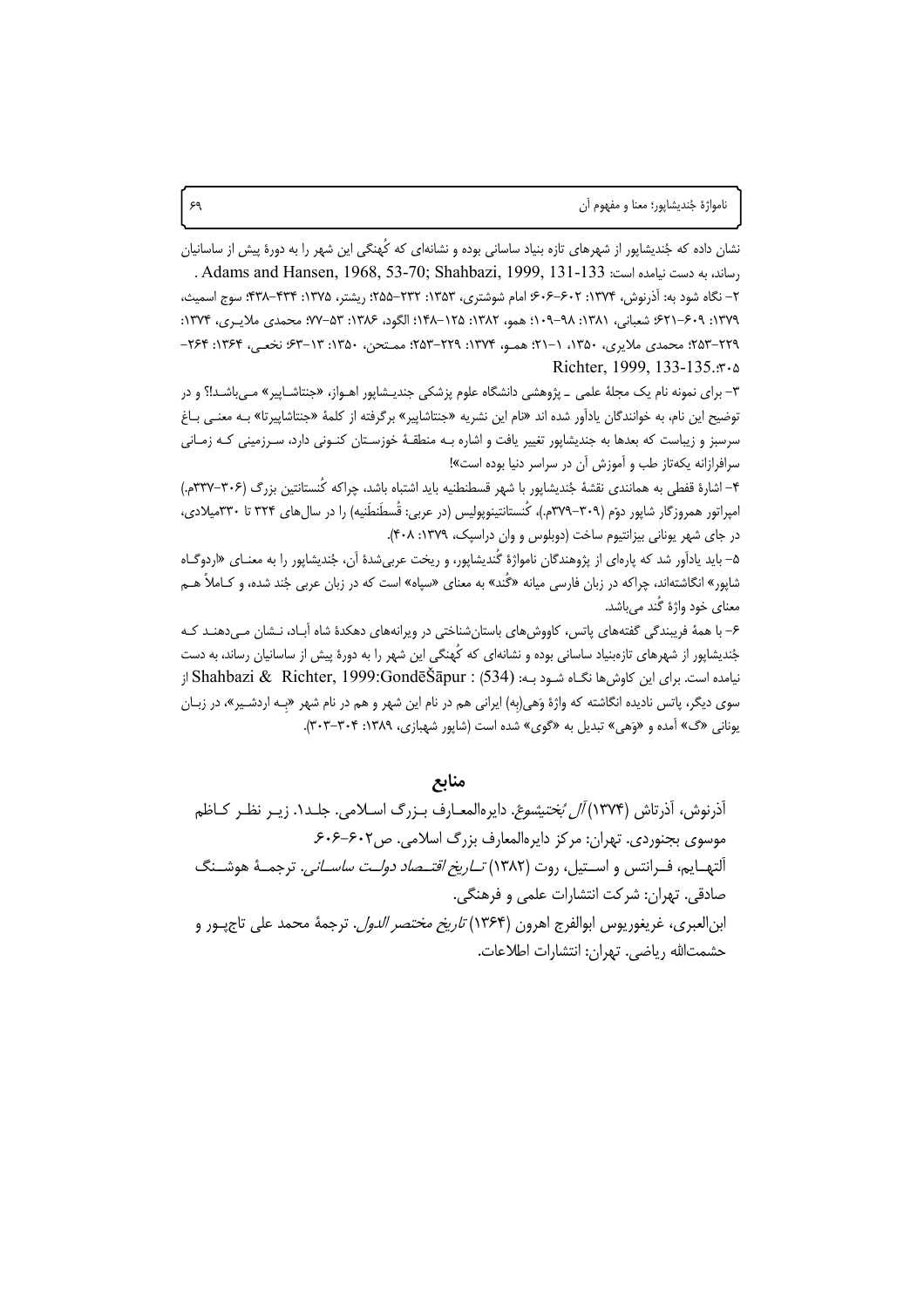نشان داده که جُندیشاپور از شهرهای تازه بنیاد ساسانی بوده و نشانه‌ای که کُهنگی این شهر را به دورهٔ پیش از ساسانیان رساند، به دست نیامده است: Adams and Hansen, 1968, 53-70; Shahbazi, 1999, 131-133 .

۲- نگاه شود به: آذرنوش، ۱۳۷۴: ۶۰۲–۶۰۶؛ امام شوشتری، ۱۳۵۳: ۲۳۲–۲۵۵؛ ریشتر، ۱۳۷۵: ۴۳۴–۴۳۸؛ سوج اسمیث، ۱۳۷۹: ۶۰۹–۶۲۱؛ شعبانی، ۱۳۸۱: ۹۸–۱۰۹؛ همو، ۱۳۸۲: ۱۲۵–۱۴۸؛ الگود، ۱۳۸۶: ۵۳–۷۷؛ محمدی ملایری، ۱۳۷۴: ۲۲۹–۲۵۳؛ محمدی ملایری، ۱۳۵۰، ۱–۲۱؛ همو، ۱۳۷۴: ۲۲۹–۲۵۳؛ ممتحن، ۱۳۵۰: ۱۳–۶۳؛ نخعی، ۱۳۶۴: ۲۶۴–۳۰۵؛ Richter, 1999, 133-135.

۳- برای نمونه نام یک مجلهٔ علمی ـ پژوهشی دانشگاه علوم پزشکی جندیشاپور اهواز، «جنتاشاپیر» می‌باشد!؟ و در توضیح این نام، به خوانندگان یادآور شده اند «نام این نشریه «جنتاشاپیر» برگرفته از کلمهٔ «جنتاشاپیرتا» به معنی باغ سرسبز و زیباست که بعدها به جندیشاپور تغییر یافت و اشاره به منطقهٔ خوزستان کنونی دارد، سرزمینی که زمانی سرافرازانه یکه‌تاز طب و آموزش آن در سراسر دنیا بوده است»!

۴- اشارهٔ قفطی به همانندی نقشهٔ جُندیشاپور با شهر قسطنطنیه باید اشتباه باشد، چراکه کُنستانتین بزرگ (۳۰۶–۳۳۷م.) امپراتور همروزگار شاپور دوّم (۳۰۹–۳۷۹م.)، کُنستانتینوپولیس (در عربی: قُسطَنطَنیه) را در سال‌های ۳۲۴ تا ۳۳۰میلادی، در جای شهر یونانی بیزانتیوم ساخت (دوبلوس و وان دراسپک، ۱۳۷۹: ۴۰۸).

۵- باید یادآور شد که پاره‌ای از پژوهندگان ناموازهٔ گُندیشاپور، و ریخت عربی‌شدهٔ آن، جُندیشاپور را به معنای «اردوگاه شاپور» انگاشته‌اند، چراکه در زبان فارسی میانه «گُند» به معنای «سپاه» است که در زبان عربی جُند شده، و کاملاً هم معنای خود واژهٔ گُند می‌باشد.

۶- با همهٔ فریبندگی گفته‌های پاتس، کاووش‌های باستان‌شناختی در ویرانه‌های دهکدهٔ شاه آباد، نشان می‌دهند که جُندیشاپور از شهرهای تازه‌بنیاد ساسانی بوده و نشانه‌ای که کُهنگی این شهر را به دورهٔ پیش از ساسانیان رساند، به دست نیامده است. برای این کاوش‌ها نگاه شود به: (534) : Shahbazi & Richter, 1999:GondēŠāpur از سوی دیگر، پاتس نادیده انگاشته که واژهٔ وَهی(بِه) ایرانی هم در نام این شهر و هم در نام شهر «بِه اردشیر»، در زبان یونانی «گ» آمده و «وَهی» تبدیل به «گوی» شده است (شاپور شهبازی، ۱۳۸۹: ۳۰۴–۳۰۳).

## منابع

آذرنوش، آذرتاش (۱۳۷۴) *آل بُختیشوع*. دایره‌المعارف بزرگ اسلامی. جلد۱. زیر نظر کاظم موسوی بجنوردی. تهران: مرکز دایره‌المعارف بزرگ اسلامی. ص۶۰۲–۶۰۶.

آلتهایم، فرانتس و استیل، روت (۱۳۸۲) *تاریخ اقتصاد دولت ساسانی*. ترجمهٔ هوشنگ صادقی. تهران: شرکت انتشارات علمی و فرهنگی.

ابن‌العبری، غریغوریوس ابوالفرج اهرون (۱۳۶۴) *تاریخ مختصر الدول*. ترجمهٔ محمد علی تاج‌پور و حشمت‌الله ریاضی. تهران: انتشارات اطلاعات.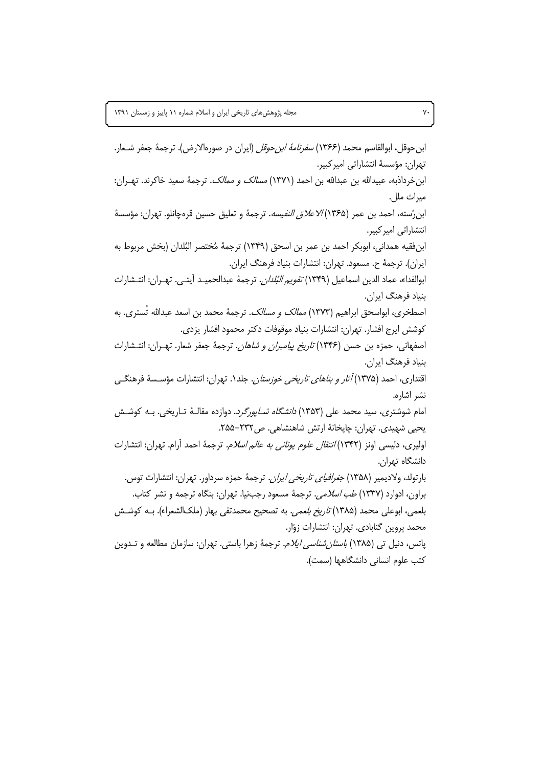ابن‌حوقل، ابوالقاسم محمد (۱۳۶۶) *سفرنامهٔ ابن‌حوقل* (ایران در صوره‌الارض). ترجمهٔ جعفر شعار. تهران: مؤسسهٔ انتشاراتی امیرکبیر.

ابن‌خرداذبه، عبیدالله بن عبدالله بن احمد (۱۳۷۱) *مسالک و ممالک*. ترجمهٔ سعید خاکرند. تهران: میراث ملل.

ابن‌رُسته، احمد بن عمر (۱۳۶۵) *الاعلاق النفیسه*. ترجمهٔ و تعلیق حسین قره‌چانلو. تهران: مؤسسهٔ انتشاراتی امیرکبیر.

ابن‌فقیه همدانی، ابوبکر احمد بن عمر بن اسحق (۱۳۴۹) ترجمهٔ مُختصر البُلدان (بخش مربوط به ایران). ترجمهٔ ح. مسعود. تهران: انتشارات بنیاد فرهنگ ایران.

ابوالفداء، عماد الدین اسماعیل (۱۳۴۹) *تقویم البُلدان*. ترجمهٔ عبدالحمید آیتی. تهران: انتشارات بنیاد فرهنگ ایران.

اصطخری، ابواسحق ابراهیم (۱۳۷۳) *ممالک و مسالک*. ترجمهٔ محمد بن اسعد عبدالله تُستری. به کوشش ایرج افشار. تهران: انتشارات بنیاد موقوفات دکتر محمود افشار یزدی.

اصفهانی، حمزه بن حسن (۱۳۴۶) *تاریخ پیامبران و شاهان*. ترجمهٔ جعفر شعار. تهران: انتشارات بنیاد فرهنگ ایران.

اقتداری، احمد (۱۳۷۵) *آثار و بناهای تاریخی خوزستان*. جلد۱. تهران: انتشارات مؤسسهٔ فرهنگی نشر اشاره.

امام شوشتری، سید محمد علی (۱۳۵۳) *دانشگاه شاپورگرد*. دوازده مقالهٔ تاریخی. به کوشش یحیی شهیدی. تهران: چاپخانهٔ ارتش شاهنشاهی. ص۲۳۲–۲۵۵.

اولیری، دلیسی اونز (۱۳۴۲) *انتقال علوم یونانی به عالم اسلام*. ترجمهٔ احمد آرام. تهران: انتشارات دانشگاه تهران.

بارتولد، ولادیمیر (۱۳۵۸) *جغرافیای تاریخی ایران*. ترجمهٔ حمزه سرداور. تهران: انتشارات توس.

براون، ادوارد (۱۳۳۷) *طب اسلامی*. ترجمهٔ مسعود رجب‌نیا. تهران: بنگاه ترجمه و نشر کتاب.

بلعمی، ابوعلی محمد (۱۳۸۵) *تاریخ بلعمی*. به تصحیح محمدتقی بهار (ملک‌الشعراء). به کوشش محمد پروین گنابادی. تهران: انتشارات زوّار.

پاتس، دنیل تی (۱۳۸۵) *باستان‌شناسی ایلام*. ترجمهٔ زهرا باستی. تهران: سازمان مطالعه و تدوین کتب علوم انسانی دانشگاهها (سمت).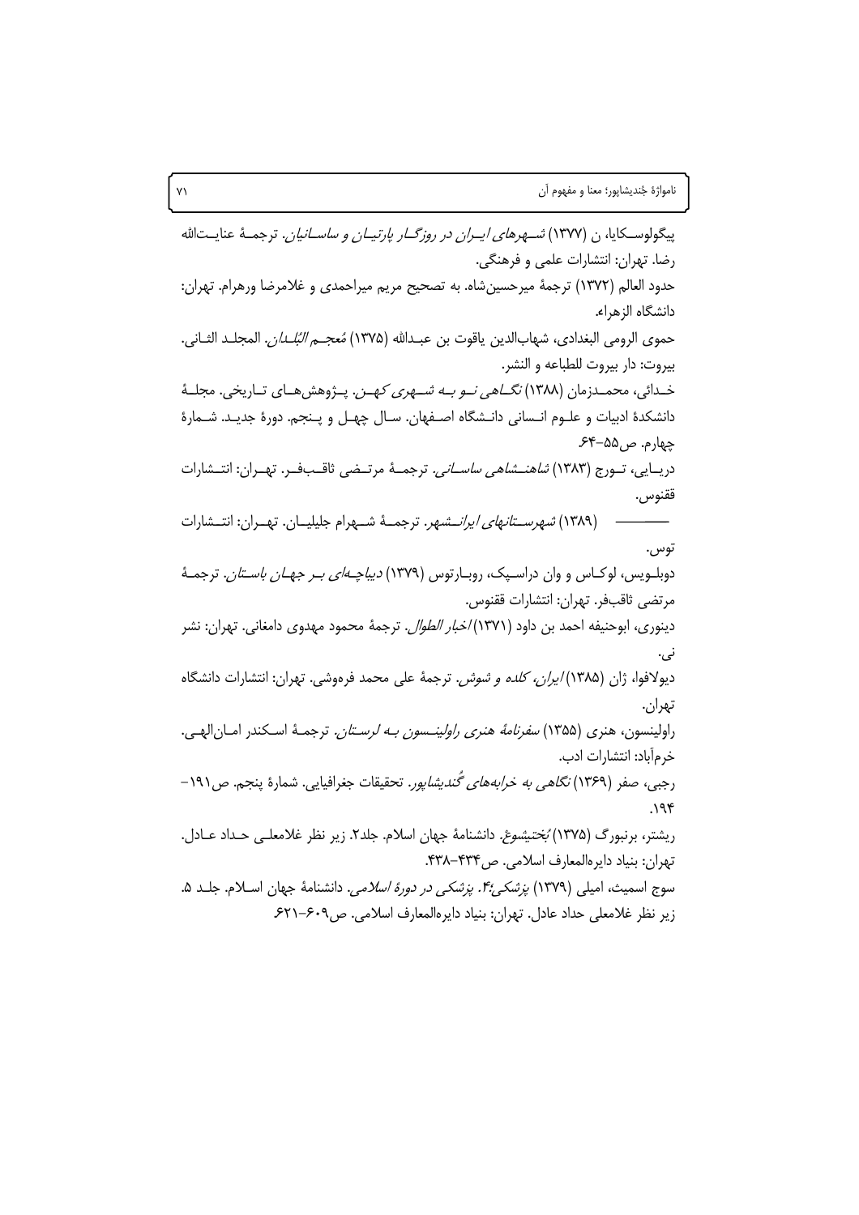پیگولوسکایا، ن (۱۳۷۷) *شهرهای ایران در روزگار پارتیان و ساسانیان*. ترجمهٔ عنایت‌الله رضا. تهران: انتشارات علمی و فرهنگی.

حدود العالم (۱۳۷۲) ترجمهٔ میرحسین‌شاه. به تصحیح مریم میراحمدی و غلامرضا ورهرام. تهران: دانشگاه الزهراء.

حموی الرومی البغدادی، شهاب‌الدین یاقوت بن عبدالله (۱۳۷۵) *مُعجم البُلدان*. المجلد الثانی. بیروت: دار بیروت للطباعه و النشر.

خدائی، محمدزمان (۱۳۸۸) *نگاهی نو به شهری کهن*. پژوهش‌های تاریخی. مجلهٔ دانشکدهٔ ادبیات و علوم انسانی دانشگاه اصفهان. سال چهل و پنجم. دورهٔ جدید. شمارهٔ چهارم. ص۵۵-۶۴.

دریایی، تورج (۱۳۸۳) *شاهنشاهی ساسانی*. ترجمهٔ مرتضی ثاقب‌فر. تهران: انتشارات ققنوس.

———— (۱۳۸۹) *شهرستانهای ایرانشهر*. ترجمهٔ شهرام جلیلیان. تهران: انتشارات توس.

دوبلویس، لوکاس و وان دراسپک، روبارتوس (۱۳۷۹) *دیباچه‌ای بر جهان باستان*. ترجمهٔ مرتضی ثاقب‌فر. تهران: انتشارات ققنوس.

دینوری، ابوحنیفه احمد بن داود (۱۳۷۱) *اخبار الطوال*. ترجمهٔ محمود مهدوی دامغانی. تهران: نشر نی.

دیولافوا، ژان (۱۳۸۵) *ایران، کلده و شوش*. ترجمهٔ علی محمد فره‌وشی. تهران: انتشارات دانشگاه تهران.

راولینسون، هنری (۱۳۵۵) *سفرنامهٔ هنری راولینسون به لرستان*. ترجمهٔ اسکندر امان‌الهی. خرم‌آباد: انتشارات ادب.

رجبی، صفر (۱۳۶۹) *نگاهی به خرابه‌های گُندیشاپور*. تحقیقات جغرافیایی. شمارهٔ پنجم. ص۱۹۱-۱۹۴.

ریشتر، برنبورگ (۱۳۷۵) *بُختیشوع*. دانشنامهٔ جهان اسلام. جلد۲. زیر نظر غلامعلی حداد عادل. تهران: بنیاد دایره‌المعارف اسلامی. ص۴۳۴-۴۳۸.

سوج اسمیث، امیلی (۱۳۷۹) *پزشکی؛۴. پزشکی در دورهٔ اسلامی*. دانشنامهٔ جهان اسلام. جلد ۵. زیر نظر غلامعلی حداد عادل. تهران: بنیاد دایره‌المعارف اسلامی. ص۶۰۹-۶۲۱.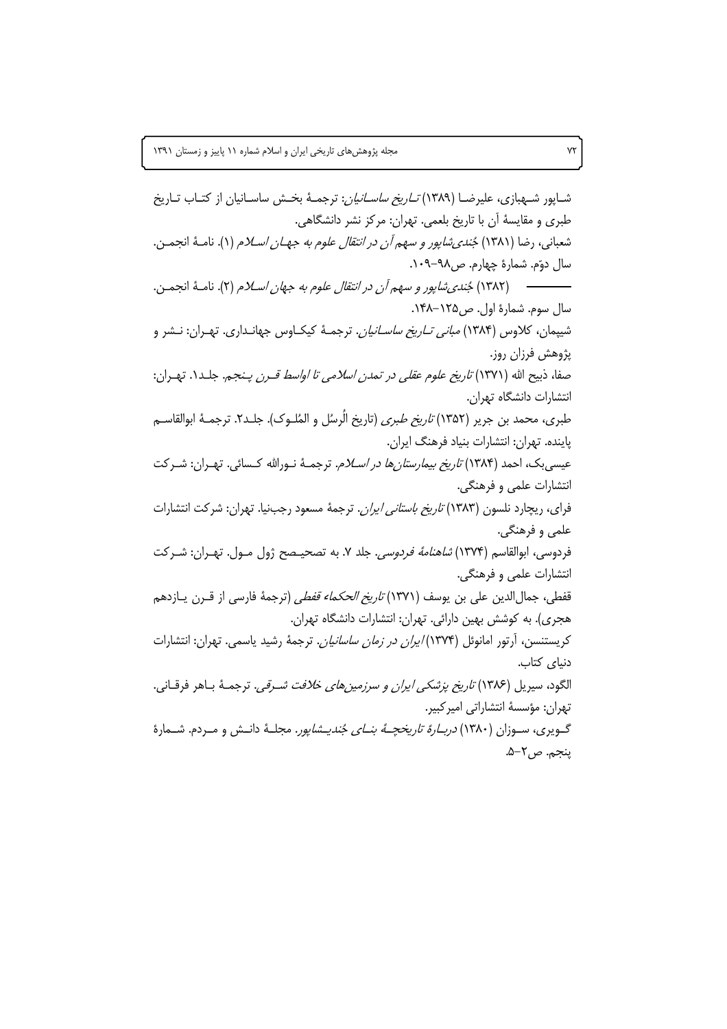شاپور شهبازی، علیرضا (۱۳۸۹) *تاریخ ساسانیان*: ترجمهٔ بخش ساسانیان از کتاب تاریخ طبری و مقایسهٔ آن با تاریخ بلعمی. تهران: مرکز نشر دانشگاهی.

شعبانی، رضا (۱۳۸۱) *جُندی‌شاپور و سهم آن در انتقال علوم به جهان اسلام* (۱). نامهٔ انجمن. سال دوّم. شمارهٔ چهارم. ص۹۸–۱۰۹.

———— (۱۳۸۲) *جُندی‌شاپور و سهم آن در انتقال علوم به جهان اسلام* (۲). نامهٔ انجمن. سال سوم. شمارهٔ اول. ص۱۲۵–۱۴۸.

شیپمان، کلاوس (۱۳۸۴) *مبانی تاریخ ساسانیان*. ترجمهٔ کیکاوس جهانداری. تهران: نشر و پژوهش فرزان روز.

صفا، ذبیح الله (۱۳۷۱) *تاریخ علوم عقلی در تمدن اسلامی تا اواسط قرن پنجم*. جلد۱. تهران: انتشارات دانشگاه تهران.

طبری، محمد بن جریر (۱۳۵۲) *تاریخ طبری* (تاریخ الُرسُل و المُلوک). جلد۲. ترجمهٔ ابوالقاسم پاینده. تهران: انتشارات بنیاد فرهنگ ایران.

عیسی‌بک، احمد (۱۳۸۴) *تاریخ بیمارستان‌ها در اسلام*. ترجمهٔ نورالله کسائی. تهران: شرکت انتشارات علمی و فرهنگی.

فرای، ریچارد نلسون (۱۳۸۳) *تاریخ باستانی ایران*. ترجمهٔ مسعود رجب‌نیا. تهران: شرکت انتشارات علمی و فرهنگی.

فردوسی، ابوالقاسم (۱۳۷۴) *شاهنامهٔ فردوسی*. جلد ۷. به تصحیح ژول مول. تهران: شرکت انتشارات علمی و فرهنگی.

قفطی، جمال‌الدین علی بن یوسف (۱۳۷۱) *تاریخ الحکماء قفطی* (ترجمهٔ فارسی از قرن یازدهم هجری). به کوشش بهین دارائی. تهران: انتشارات دانشگاه تهران.

کریستنسن، آرتور امانوئل (۱۳۷۴) *ایران در زمان ساسانیان*. ترجمهٔ رشید یاسمی. تهران: انتشارات دنیای کتاب.

الگود، سیریل (۱۳۸۶) *تاریخ پزشکی ایران و سرزمین‌های خلافت شرقی*. ترجمهٔ باهر فرقانی. تهران: مؤسسهٔ انتشاراتی امیرکبیر.

گویری، سوزان (۱۳۸۰) *دربارهٔ تاریخچهٔ بنای جُندیشاپور*. مجلهٔ دانش و مردم. شمارهٔ پنجم. ص۲–۵.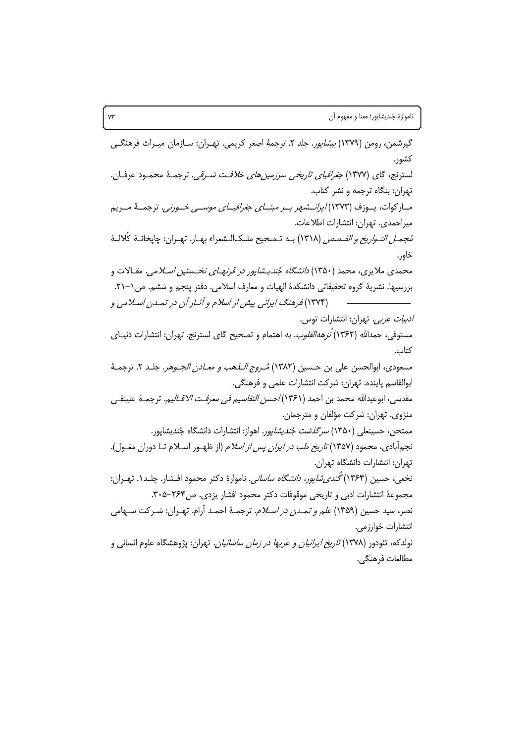گیرشمن، رومن (۱۳۷۹) *بیشاپور*. جلد ۲. ترجمهٔ اصغر کریمی. تهران: سازمان میراث فرهنگی کشور.

لسترنج، گای (۱۳۷۷) *جغرافیای تاریخی سرزمین‌های خلافت شرقی*. ترجمهٔ محمود عرفان. تهران: بنگاه ترجمه و نشر کتاب.

مارکوات، یوزف (۱۳۷۳) *ایرانشهر بر مبنای جغرافیای موسی خورنی*. ترجمهٔ مریم میراحمدی. تهران: انتشارات اطلاعات.

*مُجمل التواریخ و القصص* (۱۳۱۸) به تصحیح ملک‌الشعراء بهار. تهران: چاپخانهٔ کُلالهٔ خاور.

محمدی ملایری، محمد (۱۳۵۰) *دانشگاه جُندیشاپور در قرنهای نخستین اسلامی*. مقالات و بررسیها. نشریهٔ گروه تحقیقاتی دانشکدهٔ الهیات و معارف اسلامی. دفتر پنجم و ششم. ص۱–۲۱.

———— (۱۳۷۴) *فرهنگ ایرانی پیش از اسلام و آثار آن در تمدن اسلامی و ادبیات عربی*. تهران: انتشارات توس.

مستوفی، حمدالله (۱۳۶۲) *نُزهه‌القلوب*. به اهتمام و تصحیح گای لسترنج. تهران: انتشارات دنیای کتاب.

مسعودی، ابوالحسن علی بن حسین (۱۳۸۲) *مُروج الذهب و معادن الجوهر*. جلد ۲. ترجمهٔ ابوالقاسم پاینده. تهران: شرکت انتشارات علمی و فرهنگی.

مقدسی، ابوعبدالله محمد بن احمد (۱۳۶۱) *احسن التقاسیم فی معرفت الاقالیم*. ترجمهٔ علینقی منزوی. تهران: شرکت مؤلفان و مترجمان.

ممتحن، حسینعلی (۱۳۵۰) *سرگذشت جُندیشاپور*. اهواز: انتشارات دانشگاه جُندیشاپور.

نجم‌آبادی، محمود (۱۳۵۷) *تاریخ طب در ایران پس از اسلام* (از ظهور اسلام تا دوران مغول). تهران: انتشارات دانشگاه تهران.

نخعی، حسین (۱۳۶۴) *گُندی‌شاپور، دانشگاه ساسانی*. ناموارهٔ دکتر محمود افشار. جلد۱. تهران: مجموعهٔ انتشارات ادبی و تاریخی موقوفات دکتر محمود افشار یزدی. ص۲۶۴–۳۰۵.

نصر، سید حسین (۱۳۵۹) *علم و تمدن در اسلام*. ترجمهٔ احمد آرام. تهران: شرکت سهامی انتشارات خوارزمی.

نولدکه، تئودور (۱۳۷۸) *تاریخ ایرانیان و عربها در زمان ساسانیان*. تهران: پژوهشگاه علوم انسانی و مطالعات فرهنگی.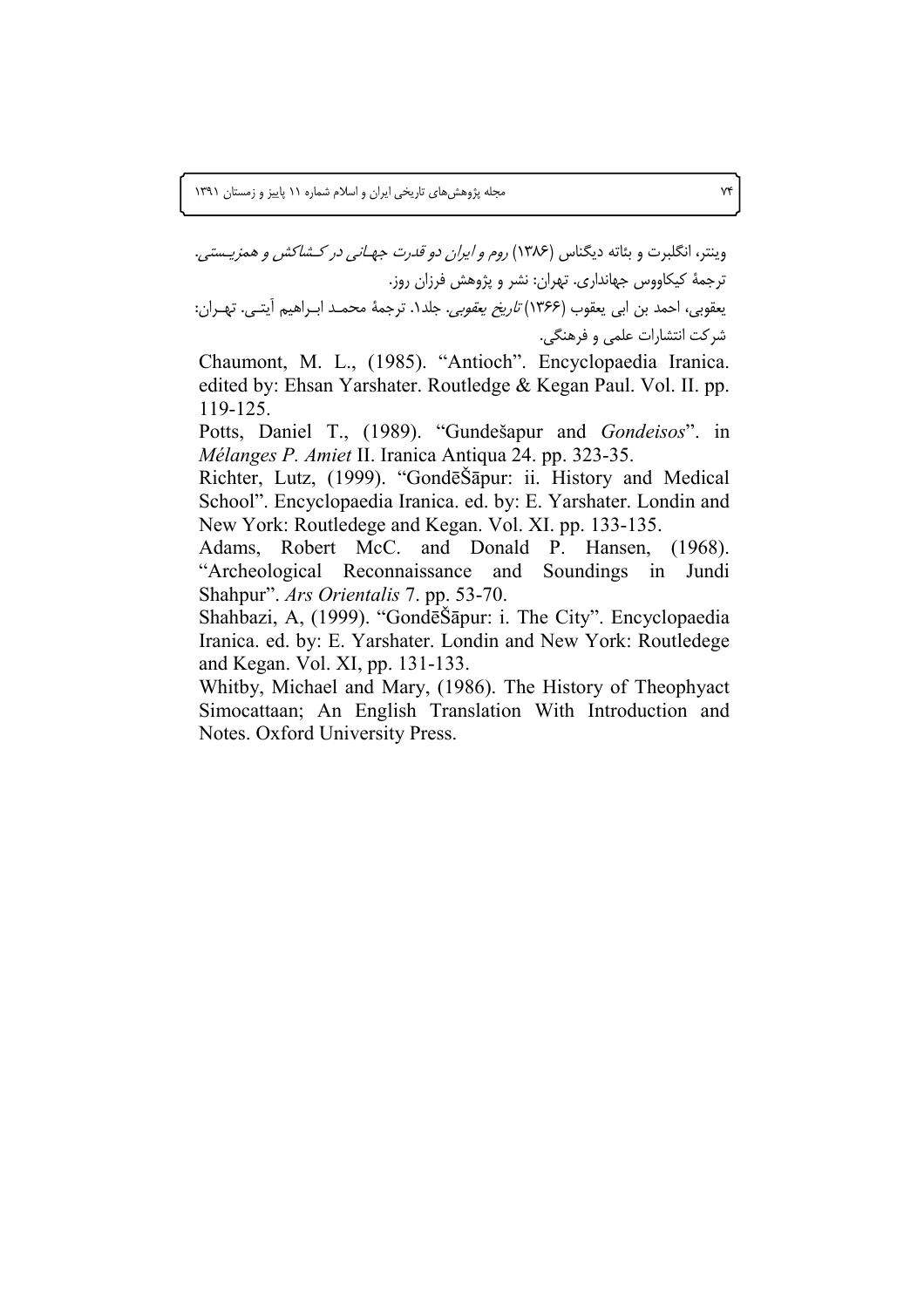وینتر، انگلبرت و بئاته دیگناس (۱۳۸۶) *روم و ایران دو قدرت جهانی در کشاکش و همزیستی*. ترجمهٔ کیکاووس جهانداری. تهران: نشر و پژوهش فرزان روز.

یعقوبی، احمد بن ابی یعقوب (۱۳۶۶) *تاریخ یعقوبی*. جلد۱. ترجمهٔ محمد ابراهیم آیتی. تهران: شرکت انتشارات علمی و فرهنگی.

Chaumont, M. L., (1985). "Antioch". Encyclopaedia Iranica. edited by: Ehsan Yarshater. Routledge & Kegan Paul. Vol. II. pp. 119-125.

Potts, Daniel T., (1989). "Gundešapur and *Gondeisos*". in *Mélanges P. Amiet* II. Iranica Antiqua 24. pp. 323-35.

Richter, Lutz, (1999). "GondēŠāpur: ii. History and Medical School". Encyclopaedia Iranica. ed. by: E. Yarshater. Londin and New York: Routledege and Kegan. Vol. XI. pp. 133-135.

Adams, Robert McC. and Donald P. Hansen, (1968). "Archeological Reconnaissance and Soundings in Jundi Shahpur". *Ars Orientalis* 7. pp. 53-70.

Shahbazi, A, (1999). "GondēŠāpur: i. The City". Encyclopaedia Iranica. ed. by: E. Yarshater. Londin and New York: Routledege and Kegan. Vol. XI, pp. 131-133.

Whitby, Michael and Mary, (1986). The History of Theophyact Simocattaan; An English Translation With Introduction and Notes. Oxford University Press.